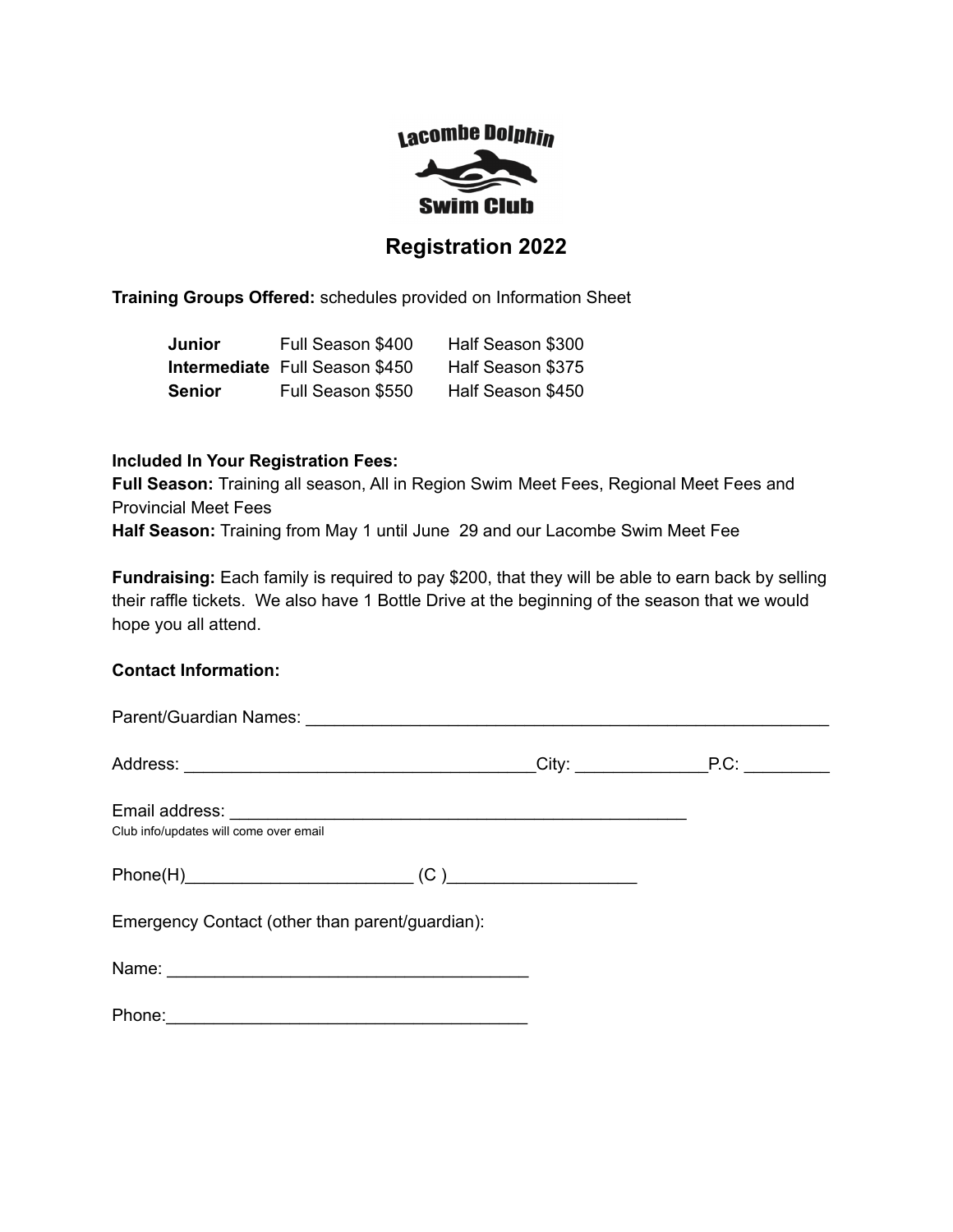Lacombe Dolphin Swim Club

# Registration 2022

**Training Groups Offered:** schedules provided on Information Sheet

| | | |
|---|---|---|
| **Junior** | Full Season $400 | Half Season $300 |
| **Intermediate** | Full Season $450 | Half Season $375 |
| **Senior** | Full Season $550 | Half Season $450 |

**Included In Your Registration Fees:**
**Full Season:** Training all season, All in Region Swim Meet Fees, Regional Meet Fees and Provincial Meet Fees
**Half Season:** Training from May 1 until June 29 and our Lacombe Swim Meet Fee

**Fundraising:** Each family is required to pay $200, that they will be able to earn back by selling their raffle tickets. We also have 1 Bottle Drive at the beginning of the season that we would hope you all attend.

**Contact Information:**

Parent/Guardian Names: ____________________________________________________________

Address: ________________________________________City: ______________P.C: _________

Email address: ____________________________________________________
Club info/updates will come over email

Phone(H)_________________________ (C )____________________

Emergency Contact (other than parent/guardian):

Name: ________________________________________

Phone:________________________________________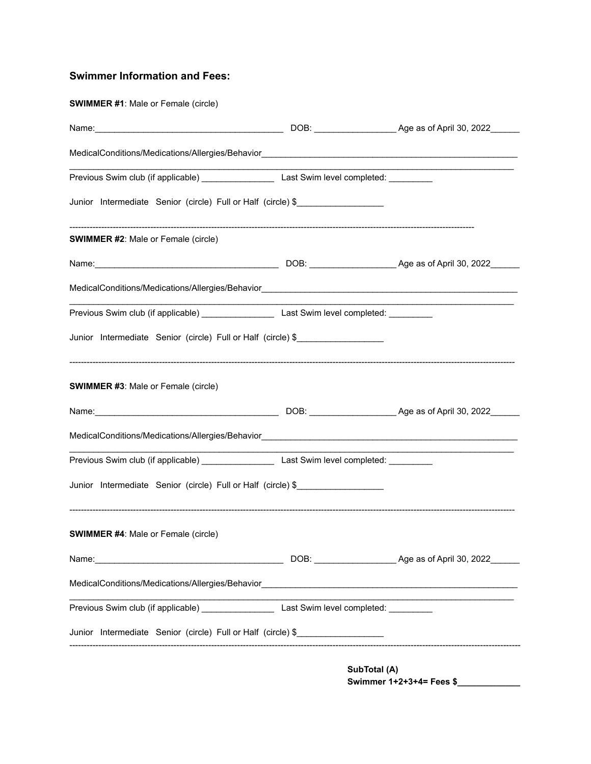## Swimmer Information and Fees:

**SWIMMER #1**: Male or Female (circle)

Name:_______________________________________ DOB: _________________ Age as of April 30, 2022______

MedicalConditions/Medications/Allergies/Behavior_______________________________________________________

______________________________________________________________________________________________

Previous Swim club (if applicable) _______________ Last Swim level completed: _________

Junior Intermediate Senior (circle) Full or Half (circle) $__________________

------------------------------------------------------------------------------------------------------------------------------------

**SWIMMER #2**: Male or Female (circle)

Name:______________________________________ DOB: __________________ Age as of April 30, 2022______

MedicalConditions/Medications/Allergies/Behavior_______________________________________________________

______________________________________________________________________________________________

Previous Swim club (if applicable) _______________ Last Swim level completed: _________

Junior Intermediate Senior (circle) Full or Half (circle) $__________________

------------------------------------------------------------------------------------------------------------------------------------

**SWIMMER #3**: Male or Female (circle)

Name:______________________________________ DOB: __________________ Age as of April 30, 2022______

MedicalConditions/Medications/Allergies/Behavior_______________________________________________________

______________________________________________________________________________________________

Previous Swim club (if applicable) _______________ Last Swim level completed: _________

Junior Intermediate Senior (circle) Full or Half (circle) $__________________

------------------------------------------------------------------------------------------------------------------------------------

**SWIMMER #4**: Male or Female (circle)

Name:_______________________________________ DOB: _________________ Age as of April 30, 2022______

MedicalConditions/Medications/Allergies/Behavior_______________________________________________________

______________________________________________________________________________________________

Previous Swim club (if applicable) _______________ Last Swim level completed: _________

Junior Intermediate Senior (circle) Full or Half (circle) $__________________

------------------------------------------------------------------------------------------------------------------------------------

**SubTotal (A)**
**Swimmer 1+2+3+4= Fees $_____________**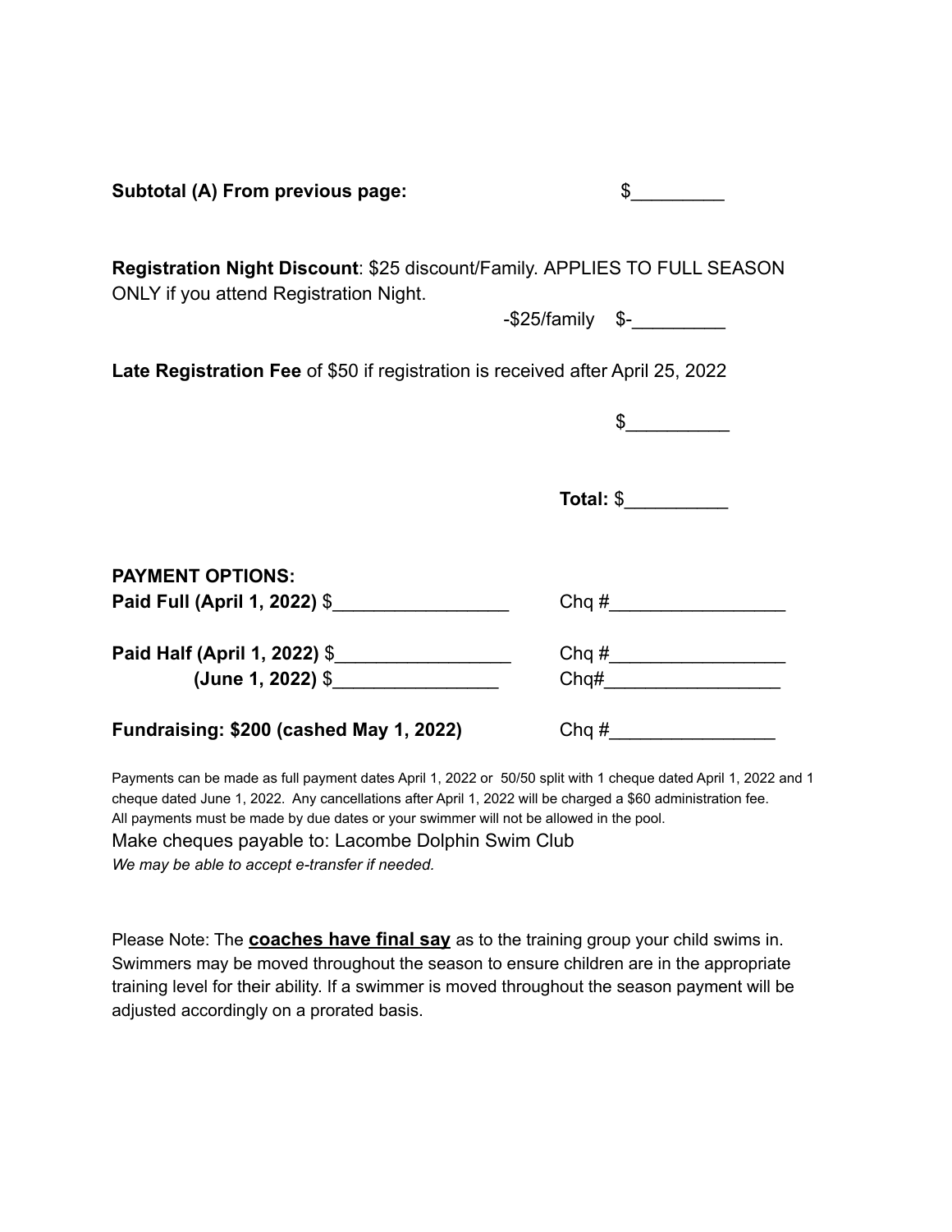**Subtotal (A) From previous page:** $_________

**Registration Night Discount**: $25 discount/Family. APPLIES TO FULL SEASON ONLY if you attend Registration Night.

-$25/family $-_________

**Late Registration Fee** of $50 if registration is received after April 25, 2022

$__________

**Total:** $__________

**PAYMENT OPTIONS:**

**Paid Full (April 1, 2022)** $_________________ Chq #_________________

**Paid Half (April 1, 2022)** $_________________ Chq #_________________

**(June 1, 2022)** $________________ Chq#_________________

**Fundraising: $200 (cashed May 1, 2022)** Chq #________________

Payments can be made as full payment dates April 1, 2022 or 50/50 split with 1 cheque dated April 1, 2022 and 1 cheque dated June 1, 2022. Any cancellations after April 1, 2022 will be charged a $60 administration fee. All payments must be made by due dates or your swimmer will not be allowed in the pool.

Make cheques payable to: Lacombe Dolphin Swim Club

*We may be able to accept e-transfer if needed.*

Please Note: The **coaches have final say** as to the training group your child swims in. Swimmers may be moved throughout the season to ensure children are in the appropriate training level for their ability. If a swimmer is moved throughout the season payment will be adjusted accordingly on a prorated basis.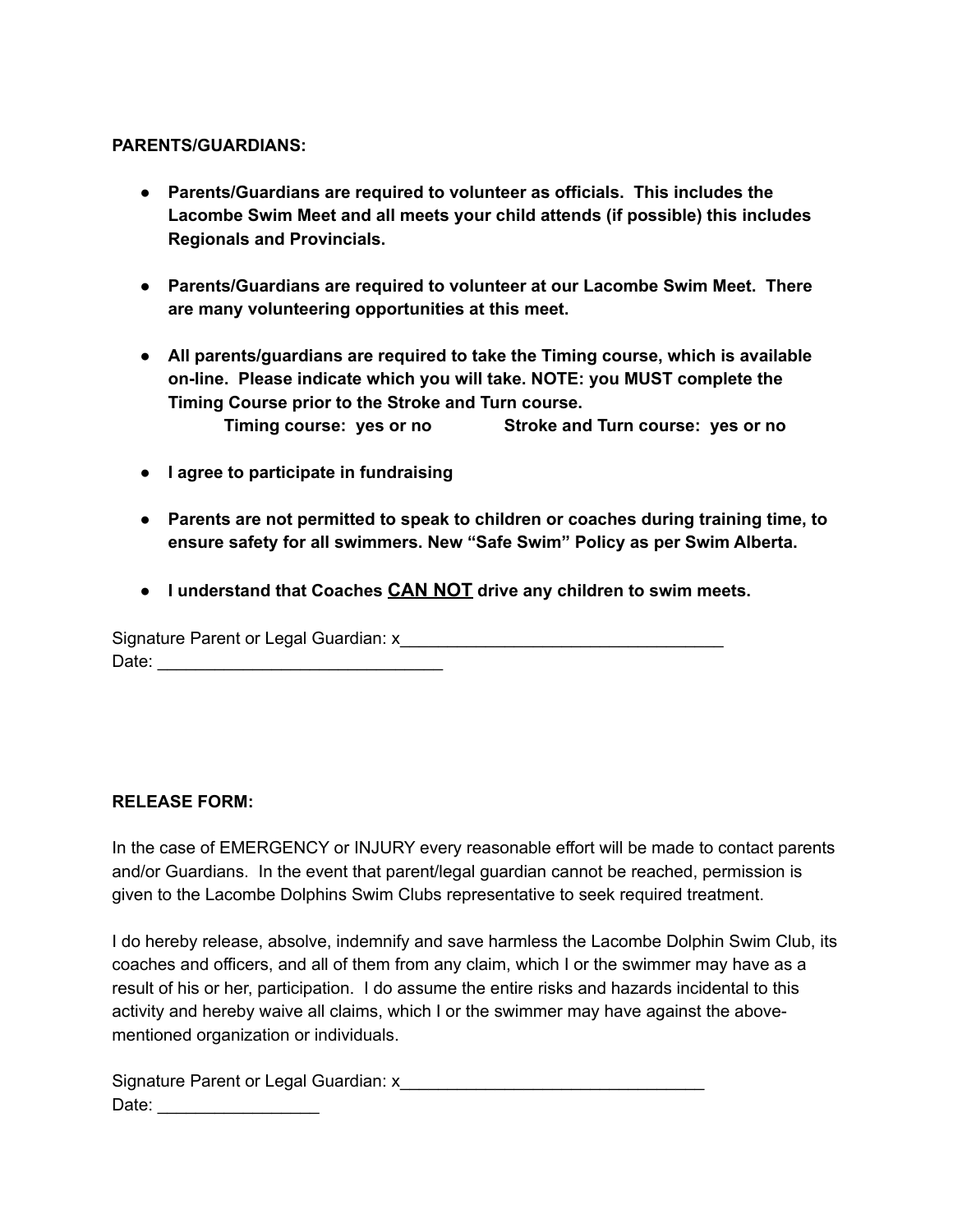**PARENTS/GUARDIANS:**

- **Parents/Guardians are required to volunteer as officials. This includes the Lacombe Swim Meet and all meets your child attends (if possible) this includes Regionals and Provincials.**

- **Parents/Guardians are required to volunteer at our Lacombe Swim Meet. There are many volunteering opportunities at this meet.**

- **All parents/guardians are required to take the Timing course, which is available on-line. Please indicate which you will take. NOTE: you MUST complete the Timing Course prior to the Stroke and Turn course.**
  **Timing course: yes or no Stroke and Turn course: yes or no**

- **I agree to participate in fundraising**

- **Parents are not permitted to speak to children or coaches during training time, to ensure safety for all swimmers. New "Safe Swim" Policy as per Swim Alberta.**

- **I understand that Coaches <u>CAN NOT</u> drive any children to swim meets.**

Signature Parent or Legal Guardian: x__________________________________
Date: ______________________________

**RELEASE FORM:**

In the case of EMERGENCY or INJURY every reasonable effort will be made to contact parents and/or Guardians. In the event that parent/legal guardian cannot be reached, permission is given to the Lacombe Dolphins Swim Clubs representative to seek required treatment.

I do hereby release, absolve, indemnify and save harmless the Lacombe Dolphin Swim Club, its coaches and officers, and all of them from any claim, which I or the swimmer may have as a result of his or her, participation. I do assume the entire risks and hazards incidental to this activity and hereby waive all claims, which I or the swimmer may have against the above-mentioned organization or individuals.

Signature Parent or Legal Guardian: x_______________________________
Date: _________________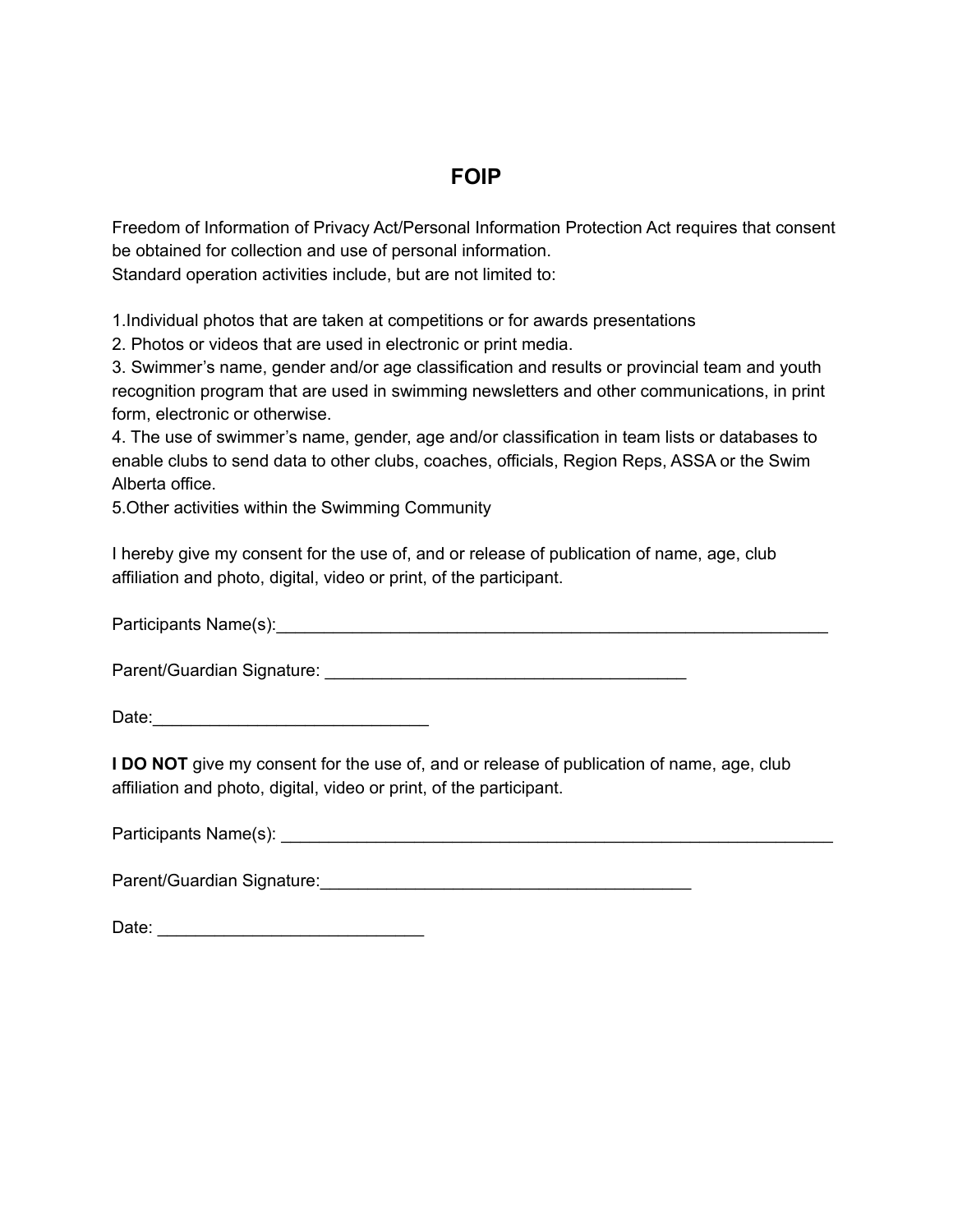# FOIP

Freedom of Information of Privacy Act/Personal Information Protection Act requires that consent be obtained for collection and use of personal information.
Standard operation activities include, but are not limited to:

1.Individual photos that are taken at competitions or for awards presentations
2. Photos or videos that are used in electronic or print media.
3. Swimmer's name, gender and/or age classification and results or provincial team and youth recognition program that are used in swimming newsletters and other communications, in print form, electronic or otherwise.
4. The use of swimmer's name, gender, age and/or classification in team lists or databases to enable clubs to send data to other clubs, coaches, officials, Region Reps, ASSA or the Swim Alberta office.
5.Other activities within the Swimming Community

I hereby give my consent for the use of, and or release of publication of name, age, club affiliation and photo, digital, video or print, of the participant.

Participants Name(s):_____________________________________________________________

Parent/Guardian Signature: ________________________________________

Date:_____________________________

**I DO NOT** give my consent for the use of, and or release of publication of name, age, club affiliation and photo, digital, video or print, of the participant.

Participants Name(s): _____________________________________________________________

Parent/Guardian Signature:_________________________________________

Date: ____________________________